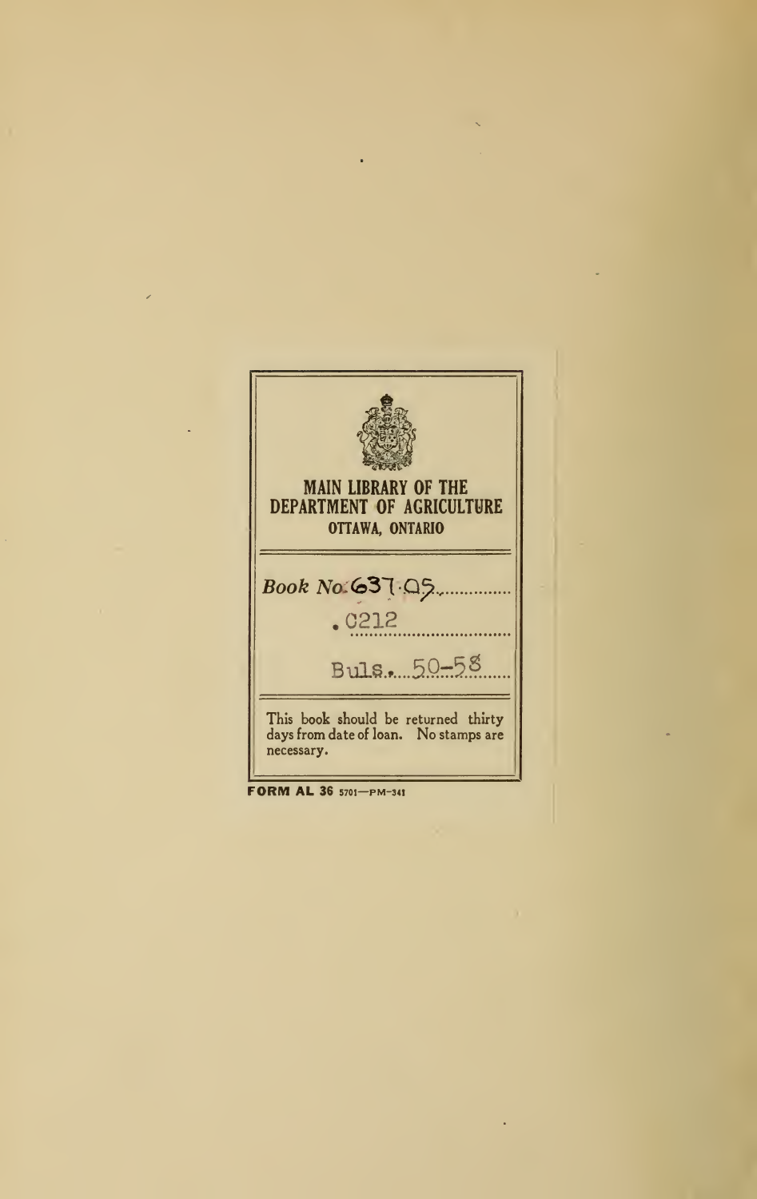**MAIN LIBRARY OF THE DEPARTMENT OF AGRICULTURE**

**OTTAWA, ONTARIO**

*Book No.* 637.05

.C212

Buls. 50-58

This book should be returned thirty days from date of loan. No stamps are necessary.

**FORM AL 36** 5701—PM-341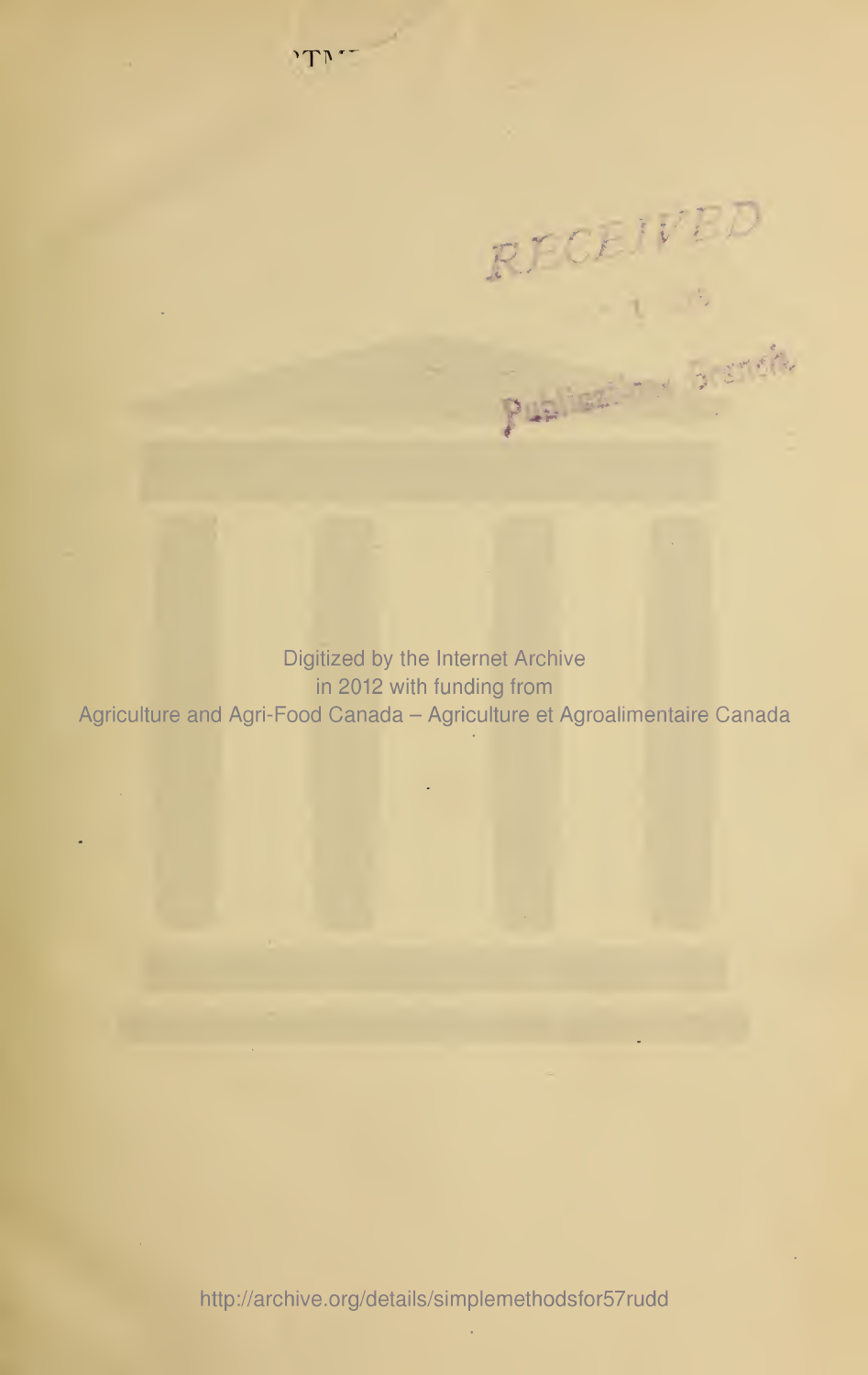Digitized by the Internet Archive
in 2012 with funding from
Agriculture and Agri-Food Canada – Agriculture et Agroalimentaire Canada

http://archive.org/details/simplemethodsfor57rudd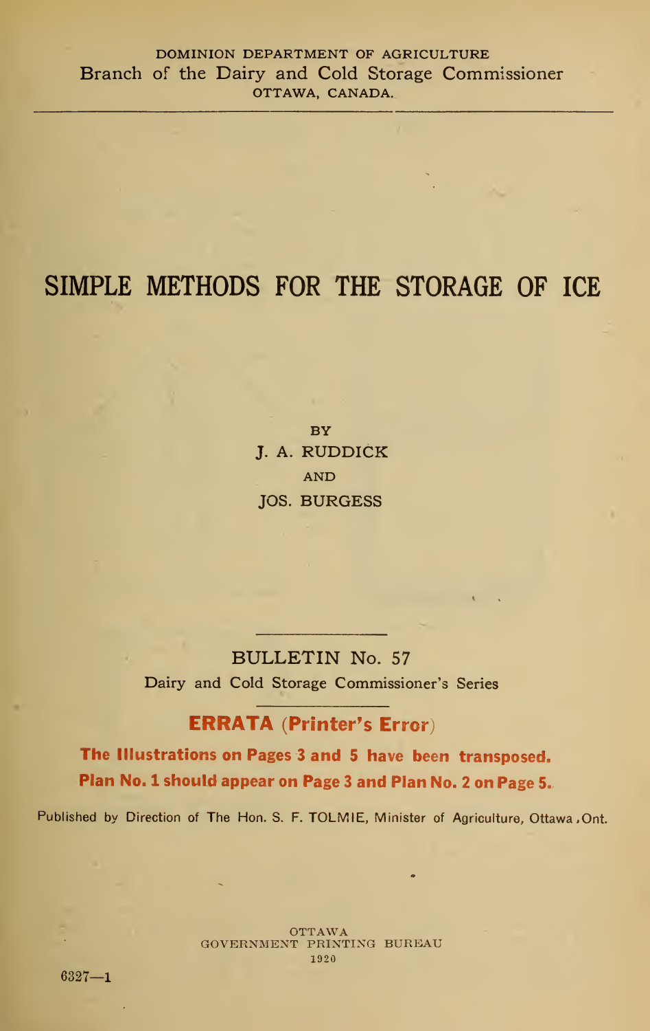DOMINION DEPARTMENT OF AGRICULTURE
Branch of the Dairy and Cold Storage Commissioner
OTTAWA, CANADA.

# SIMPLE METHODS FOR THE STORAGE OF ICE

BY

J. A. RUDDICK

AND

JOS. BURGESS

BULLETIN No. 57

Dairy and Cold Storage Commissioner's Series

**ERRATA (Printer's Error)**

**The Illustrations on Pages 3 and 5 have been transposed. Plan No. 1 should appear on Page 3 and Plan No. 2 on Page 5.**

Published by Direction of The Hon. S. F. TOLMIE, Minister of Agriculture, Ottawa, Ont.

OTTAWA
GOVERNMENT PRINTING BUREAU
1920

6327—1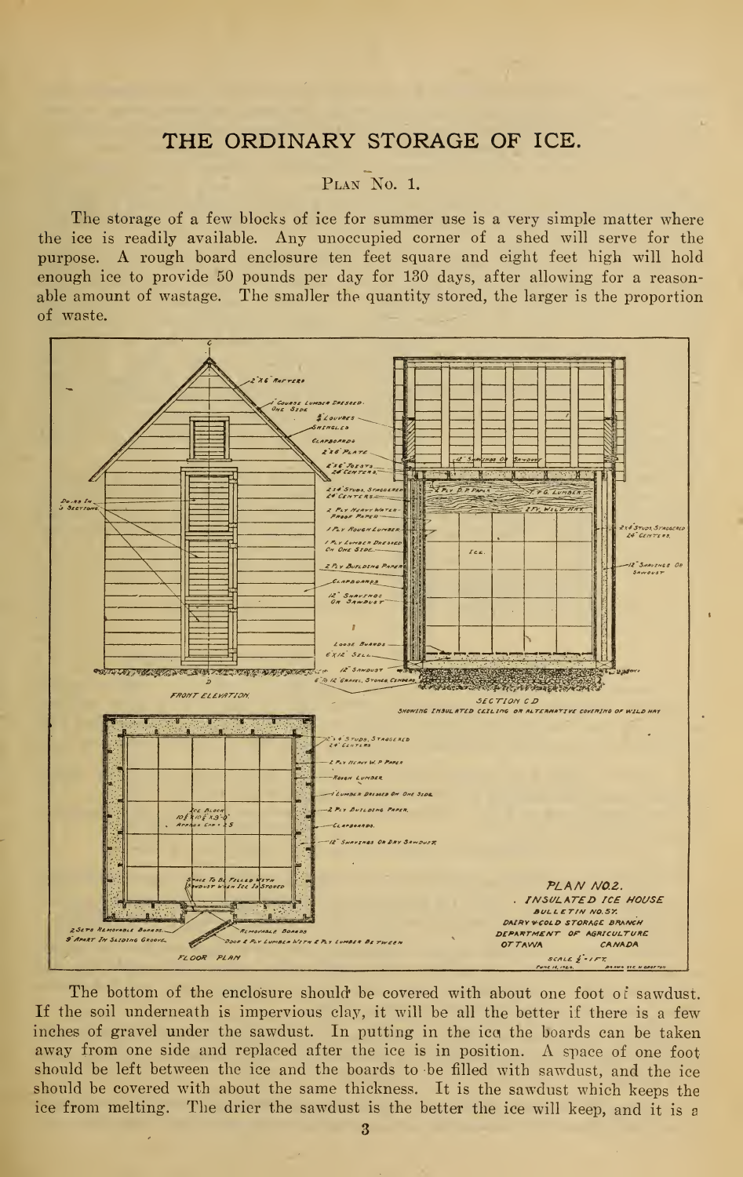## THE ORDINARY STORAGE OF ICE.

### Plan No. 1.

The storage of a few blocks of ice for summer use is a very simple matter where the ice is readily available. Any unoccupied corner of a shed will serve for the purpose. A rough board enclosure ten feet square and eight feet high will hold enough ice to provide 50 pounds per day for 130 days, after allowing for a reasonable amount of wastage. The smaller the quantity stored, the larger is the proportion of waste.

The bottom of the enclosure should be covered with about one foot of sawdust. If the soil underneath is impervious clay, it will be all the better if there is a few inches of gravel under the sawdust. In putting in the ice the boards can be taken away from one side and replaced after the ice is in position. A space of one foot should be left between the ice and the boards to be filled with sawdust, and the ice should be covered with about the same thickness. It is the sawdust which keeps the ice from melting. The drier the sawdust is the better the ice will keep, and it is a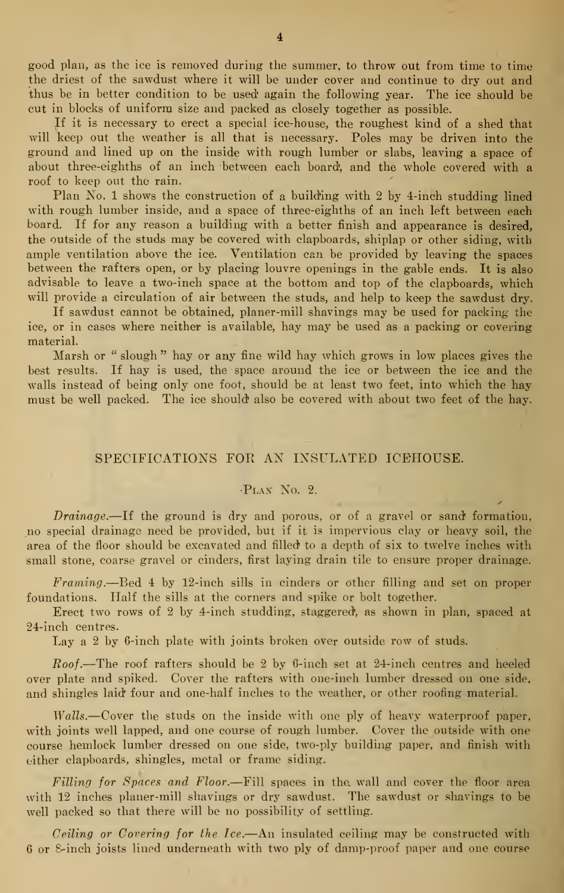good plan, as the ice is removed during the summer, to throw out from time to time the driest of the sawdust where it will be under cover and continue to dry out and thus be in better condition to be used again the following year. The ice should be cut in blocks of uniform size and packed as closely together as possible.

If it is necessary to erect a special ice-house, the roughest kind of a shed that will keep out the weather is all that is necessary. Poles may be driven into the ground and lined up on the inside with rough lumber or slabs, leaving a space of about three-eighths of an inch between each board, and the whole covered with a roof to keep out the rain.

Plan No. 1 shows the construction of a building with 2 by 4-inch studding lined with rough lumber inside, and a space of three-eighths of an inch left between each board. If for any reason a building with a better finish and appearance is desired, the outside of the studs may be covered with clapboards, shiplap or other siding, with ample ventilation above the ice. Ventilation can be provided by leaving the spaces between the rafters open, or by placing louvre openings in the gable ends. It is also advisable to leave a two-inch space at the bottom and top of the clapboards, which will provide a circulation of air between the studs, and help to keep the sawdust dry.

If sawdust cannot be obtained, planer-mill shavings may be used for packing the ice, or in cases where neither is available, hay may be used as a packing or covering material.

Marsh or "slough" hay or any fine wild hay which grows in low places gives the best results. If hay is used, the space around the ice or between the ice and the walls instead of being only one foot, should be at least two feet, into which the hay must be well packed. The ice should also be covered with about two feet of the hay.

## SPECIFICATIONS FOR AN INSULATED ICEHOUSE.

### Plan No. 2.

*Drainage.*—If the ground is dry and porous, or of a gravel or sand formation, no special drainage need be provided, but if it is impervious clay or heavy soil, the area of the floor should be excavated and filled to a depth of six to twelve inches with small stone, coarse gravel or cinders, first laying drain tile to ensure proper drainage.

*Framing.*—Bed 4 by 12-inch sills in cinders or other filling and set on proper foundations. Half the sills at the corners and spike or bolt together.

Erect two rows of 2 by 4-inch studding, staggered, as shown in plan, spaced at 24-inch centres.

Lay a 2 by 6-inch plate with joints broken over outside row of studs.

*Roof.*—The roof rafters should be 2 by 6-inch set at 24-inch centres and heeled over plate and spiked. Cover the rafters with one-inch lumber dressed on one side, and shingles laid four and one-half inches to the weather, or other roofing material.

*Walls.*—Cover the studs on the inside with one ply of heavy waterproof paper, with joints well lapped, and one course of rough lumber. Cover the outside with one course hemlock lumber dressed on one side, two-ply building paper, and finish with either clapboards, shingles, metal or frame siding.

*Filling for Spaces and Floor.*—Fill spaces in the wall and cover the floor area with 12 inches planer-mill shavings or dry sawdust. The sawdust or shavings to be well packed so that there will be no possibility of settling.

*Ceiling or Covering for the Ice.*—An insulated ceiling may be constructed with 6 or 8-inch joists lined underneath with two ply of damp-proof paper and one course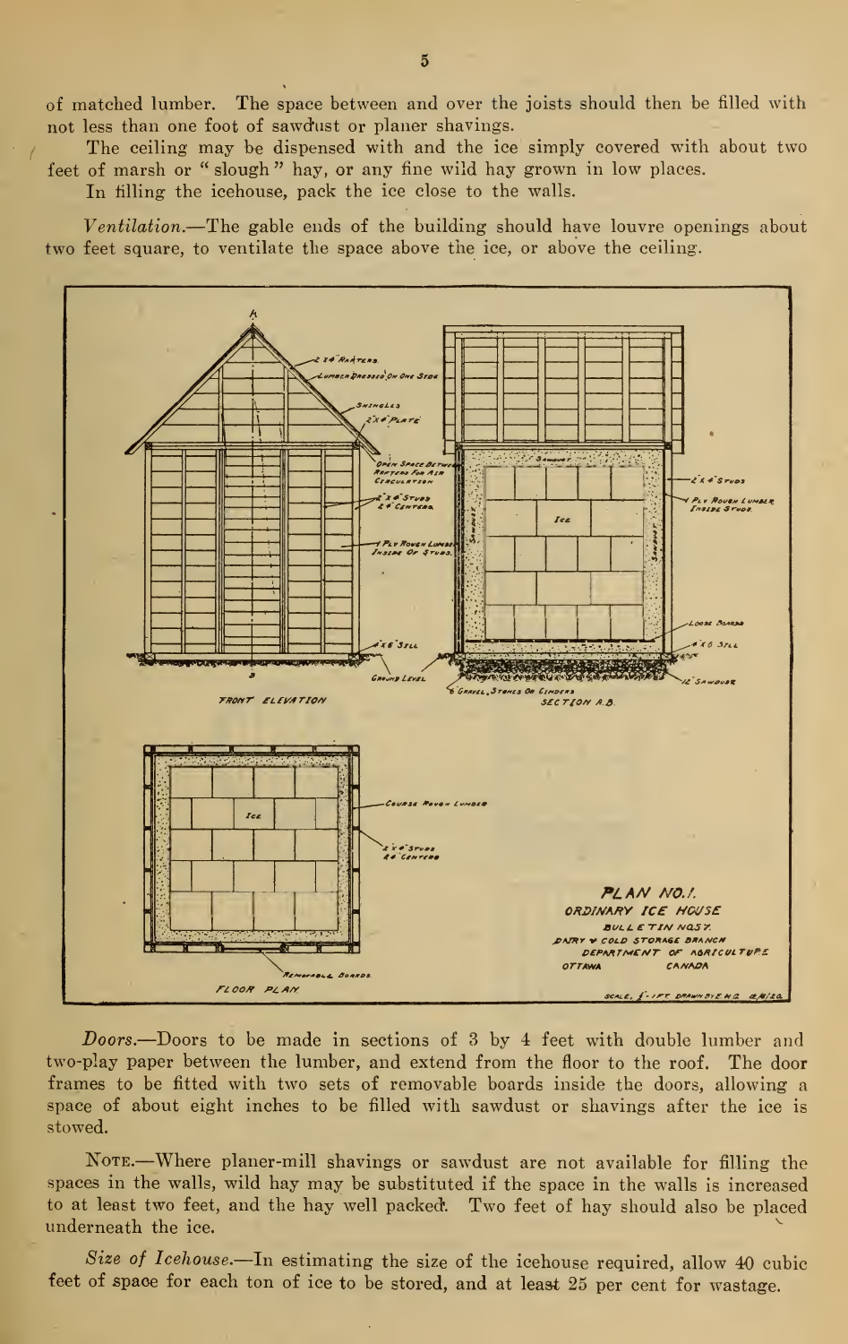of matched lumber. The space between and over the joists should then be filled with not less than one foot of sawdust or planer shavings.

The ceiling may be dispensed with and the ice simply covered with about two feet of marsh or "slough" hay, or any fine wild hay grown in low places.

In filling the icehouse, pack the ice close to the walls.

*Ventilation.*—The gable ends of the building should have louvre openings about two feet square, to ventilate the space above the ice, or above the ceiling.

PLAN NO. 1.
ORDINARY ICE HOUSE
BULLETIN NO. 57.
DAIRY & COLD STORAGE BRANCH
DEPARTMENT OF AGRICULTURE
OTTAWA CANADA

*Doors.*—Doors to be made in sections of 3 by 4 feet with double lumber and two-play paper between the lumber, and extend from the floor to the roof. The door frames to be fitted with two sets of removable boards inside the doors, allowing a space of about eight inches to be filled with sawdust or shavings after the ice is stowed.

NOTE.—Where planer-mill shavings or sawdust are not available for filling the spaces in the walls, wild hay may be substituted if the space in the walls is increased to at least two feet, and the hay well packed. Two feet of hay should also be placed underneath the ice.

*Size of Icehouse.*—In estimating the size of the icehouse required, allow 40 cubic feet of space for each ton of ice to be stored, and at least 25 per cent for wastage.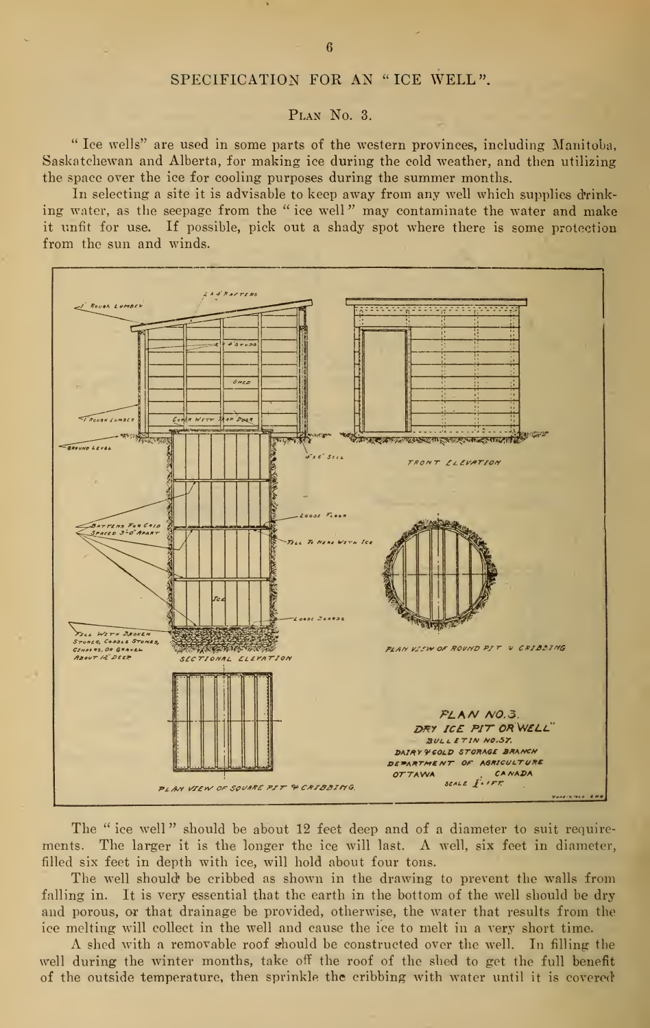## SPECIFICATION FOR AN "ICE WELL".

### Plan No. 3.

"Ice wells" are used in some parts of the western provinces, including Manitoba, Saskatchewan and Alberta, for making ice during the cold weather, and then utilizing the space over the ice for cooling purposes during the summer months.

In selecting a site it is advisable to keep away from any well which supplies drinking water, as the seepage from the "ice well" may contaminate the water and make it unfit for use. If possible, pick out a shady spot where there is some protection from the sun and winds.

The "ice well" should be about 12 feet deep and of a diameter to suit requirements. The larger it is the longer the ice will last. A well, six feet in diameter, filled six feet in depth with ice, will hold about four tons.

The well should be cribbed as shown in the drawing to prevent the walls from falling in. It is very essential that the earth in the bottom of the well should be dry and porous, or that drainage be provided, otherwise, the water that results from the ice melting will collect in the well and cause the ice to melt in a very short time.

A shed with a removable roof should be constructed over the well. In filling the well during the winter months, take off the roof of the shed to get the full benefit of the outside temperature, then sprinkle the cribbing with water until it is covered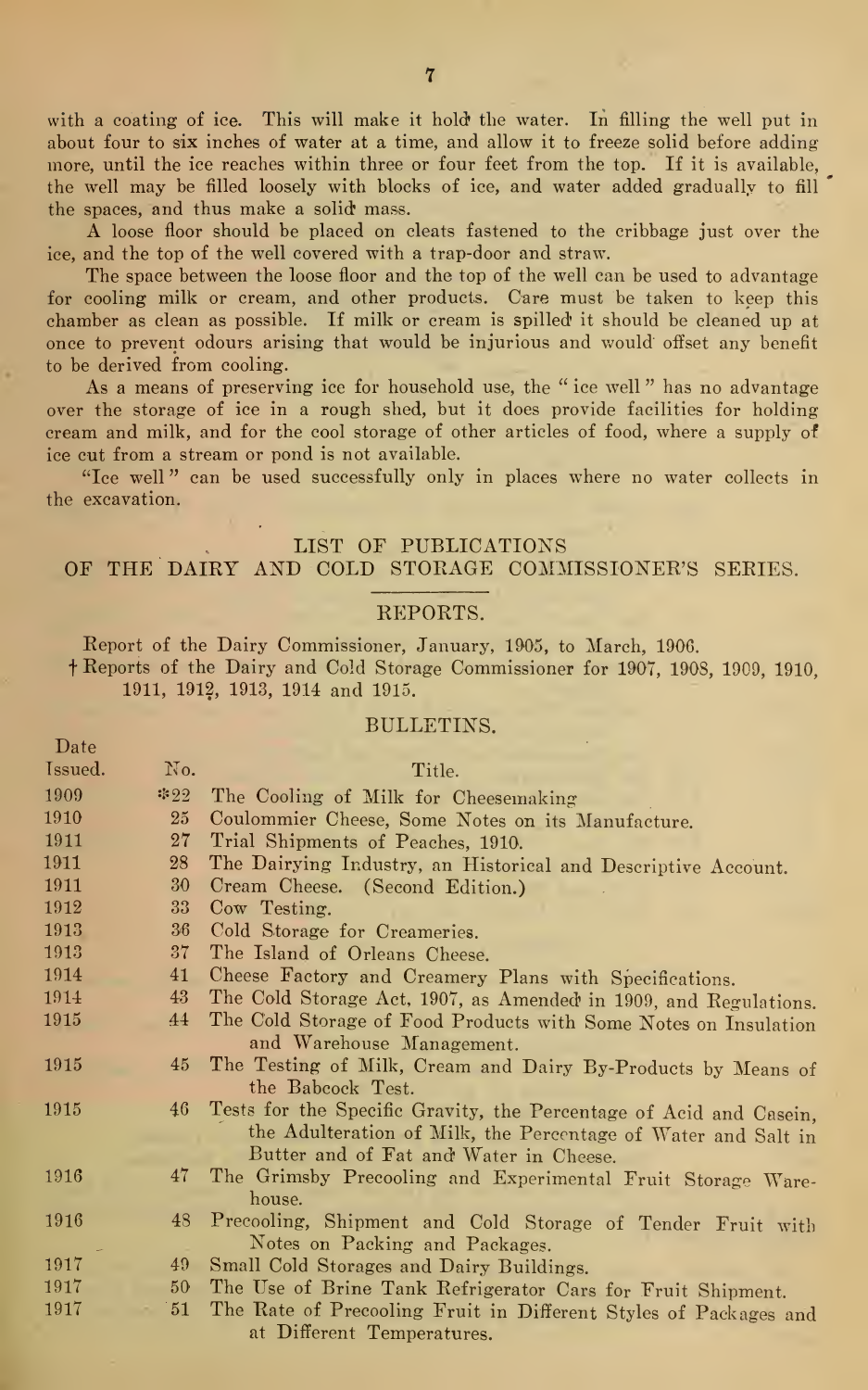with a coating of ice. This will make it hold the water. In filling the well put in about four to six inches of water at a time, and allow it to freeze solid before adding more, until the ice reaches within three or four feet from the top. If it is available, the well may be filled loosely with blocks of ice, and water added gradually to fill the spaces, and thus make a solid mass.

A loose floor should be placed on cleats fastened to the cribbage just over the ice, and the top of the well covered with a trap-door and straw.

The space between the loose floor and the top of the well can be used to advantage for cooling milk or cream, and other products. Care must be taken to keep this chamber as clean as possible. If milk or cream is spilled it should be cleaned up at once to prevent odours arising that would be injurious and would offset any benefit to be derived from cooling.

As a means of preserving ice for household use, the "ice well" has no advantage over the storage of ice in a rough shed, but it does provide facilities for holding cream and milk, and for the cool storage of other articles of food, where a supply of ice cut from a stream or pond is not available.

"Ice well" can be used successfully only in places where no water collects in the excavation.

## LIST OF PUBLICATIONS OF THE DAIRY AND COLD STORAGE COMMISSIONER'S SERIES.

### REPORTS.

Report of the Dairy Commissioner, January, 1905, to March, 1906.

† Reports of the Dairy and Cold Storage Commissioner for 1907, 1908, 1909, 1910, 1911, 1912, 1913, 1914 and 1915.

### BULLETINS.

| Date Issued. | No. | Title. |
|---|---|---|
| 1909 | *22 | The Cooling of Milk for Cheesemaking |
| 1910 | 25 | Coulommier Cheese, Some Notes on its Manufacture. |
| 1911 | 27 | Trial Shipments of Peaches, 1910. |
| 1911 | 28 | The Dairying Industry, an Historical and Descriptive Account. |
| 1911 | 30 | Cream Cheese. (Second Edition.) |
| 1912 | 33 | Cow Testing. |
| 1913 | 36 | Cold Storage for Creameries. |
| 1913 | 37 | The Island of Orleans Cheese. |
| 1914 | 41 | Cheese Factory and Creamery Plans with Specifications. |
| 1914 | 43 | The Cold Storage Act, 1907, as Amended in 1909, and Regulations. |
| 1915 | 44 | The Cold Storage of Food Products with Some Notes on Insulation and Warehouse Management. |
| 1915 | 45 | The Testing of Milk, Cream and Dairy By-Products by Means of the Babcock Test. |
| 1915 | 46 | Tests for the Specific Gravity, the Percentage of Acid and Casein, the Adulteration of Milk, the Percentage of Water and Salt in Butter and of Fat and Water in Cheese. |
| 1916 | 47 | The Grimsby Precooling and Experimental Fruit Storage Warehouse. |
| 1916 | 48 | Precooling, Shipment and Cold Storage of Tender Fruit with Notes on Packing and Packages. |
| 1917 | 49 | Small Cold Storages and Dairy Buildings. |
| 1917 | 50 | The Use of Brine Tank Refrigerator Cars for Fruit Shipment. |
| 1917 | 51 | The Rate of Precooling Fruit in Different Styles of Packages and at Different Temperatures. |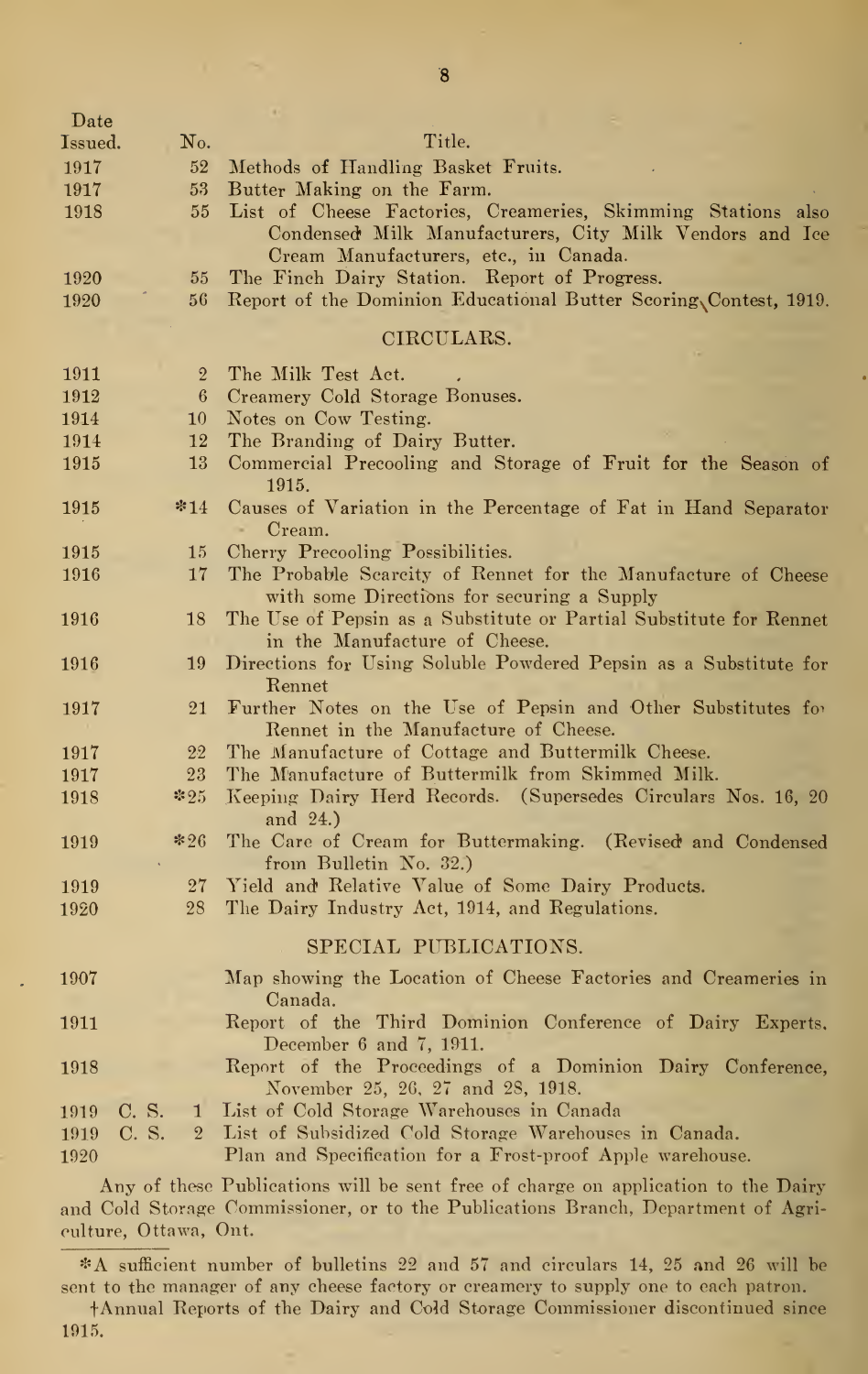| Date Issued. | No. | Title. |
|---|---|---|
| 1917 | 52 | Methods of Handling Basket Fruits. |
| 1917 | 53 | Butter Making on the Farm. |
| 1918 | 55 | List of Cheese Factories, Creameries, Skimming Stations also Condensed Milk Manufacturers, City Milk Vendors and Ice Cream Manufacturers, etc., in Canada. |
| 1920 | 55 | The Finch Dairy Station. Report of Progress. |
| 1920 | 56 | Report of the Dominion Educational Butter Scoring Contest, 1919. |

## CIRCULARS.

| Date Issued. | No. | Title. |
|---|---|---|
| 1911 | 2 | The Milk Test Act. |
| 1912 | 6 | Creamery Cold Storage Bonuses. |
| 1914 | 10 | Notes on Cow Testing. |
| 1914 | 12 | The Branding of Dairy Butter. |
| 1915 | 13 | Commercial Precooling and Storage of Fruit for the Season of 1915. |
| 1915 | *14 | Causes of Variation in the Percentage of Fat in Hand Separator Cream. |
| 1915 | 15 | Cherry Precooling Possibilities. |
| 1916 | 17 | The Probable Scarcity of Rennet for the Manufacture of Cheese with some Directions for securing a Supply |
| 1916 | 18 | The Use of Pepsin as a Substitute or Partial Substitute for Rennet in the Manufacture of Cheese. |
| 1916 | 19 | Directions for Using Soluble Powdered Pepsin as a Substitute for Rennet |
| 1917 | 21 | Further Notes on the Use of Pepsin and Other Substitutes for Rennet in the Manufacture of Cheese. |
| 1917 | 22 | The Manufacture of Cottage and Buttermilk Cheese. |
| 1917 | 23 | The Manufacture of Buttermilk from Skimmed Milk. |
| 1918 | *25 | Keeping Dairy Herd Records. (Supersedes Circulars Nos. 16, 20 and 24.) |
| 1919 | *26 | The Care of Cream for Buttermaking. (Revised and Condensed from Bulletin No. 32.) |
| 1919 | 27 | Yield and Relative Value of Some Dairy Products. |
| 1920 | 28 | The Dairy Industry Act, 1914, and Regulations. |

## SPECIAL PUBLICATIONS.

| Date Issued. | No. | Title. |
|---|---|---|
| 1907 | | Map showing the Location of Cheese Factories and Creameries in Canada. |
| 1911 | | Report of the Third Dominion Conference of Dairy Experts, December 6 and 7, 1911. |
| 1918 | | Report of the Proceedings of a Dominion Dairy Conference, November 25, 26, 27 and 28, 1918. |
| 1919 C. S. | 1 | List of Cold Storage Warehouses in Canada |
| 1919 C. S. | 2 | List of Subsidized Cold Storage Warehouses in Canada. |
| 1920 | | Plan and Specification for a Frost-proof Apple warehouse. |

Any of these Publications will be sent free of charge on application to the Dairy and Cold Storage Commissioner, or to the Publications Branch, Department of Agriculture, Ottawa, Ont.

*A sufficient number of bulletins 22 and 57 and circulars 14, 25 and 26 will be sent to the manager of any cheese factory or creamery to supply one to each patron.

†Annual Reports of the Dairy and Cold Storage Commissioner discontinued since 1915.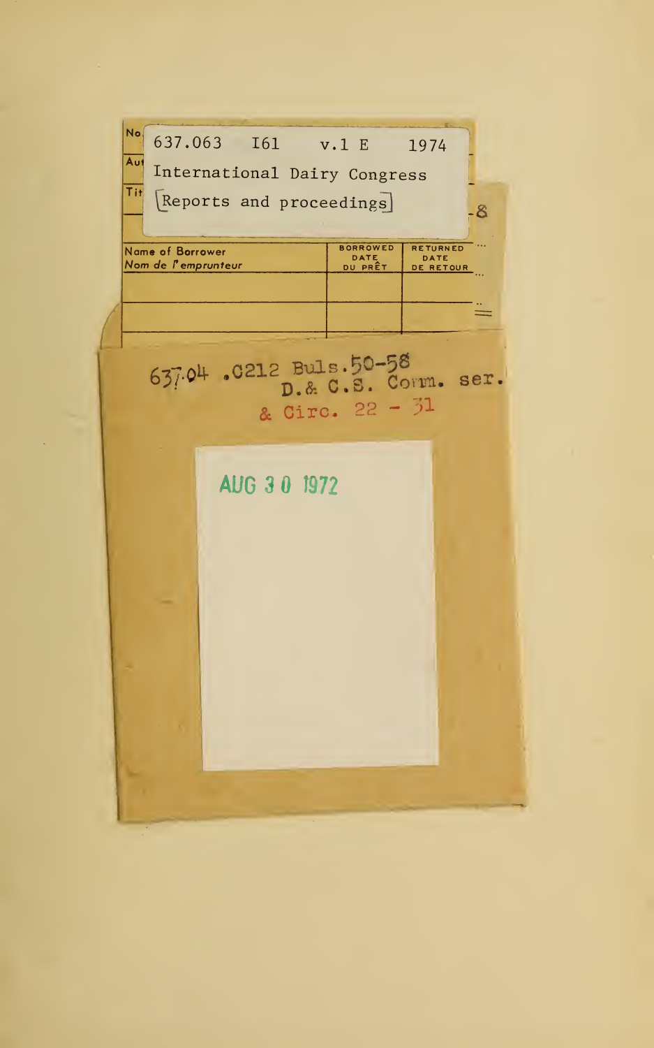637.063 I61 v.1 E 1974

International Dairy Congress

[Reports and proceedings]

| Name of Borrower / Nom de l'emprunteur | BORROWED DATE / DATE DU PRÊT | RETURNED DATE / DATE DE RETOUR |
|---|---|---|
| | | |
| | | |

637.04 .C212 Buls.50-58
D.& C.S. Comm. ser.
& Circ. 22 - 31

AUG 30 1972